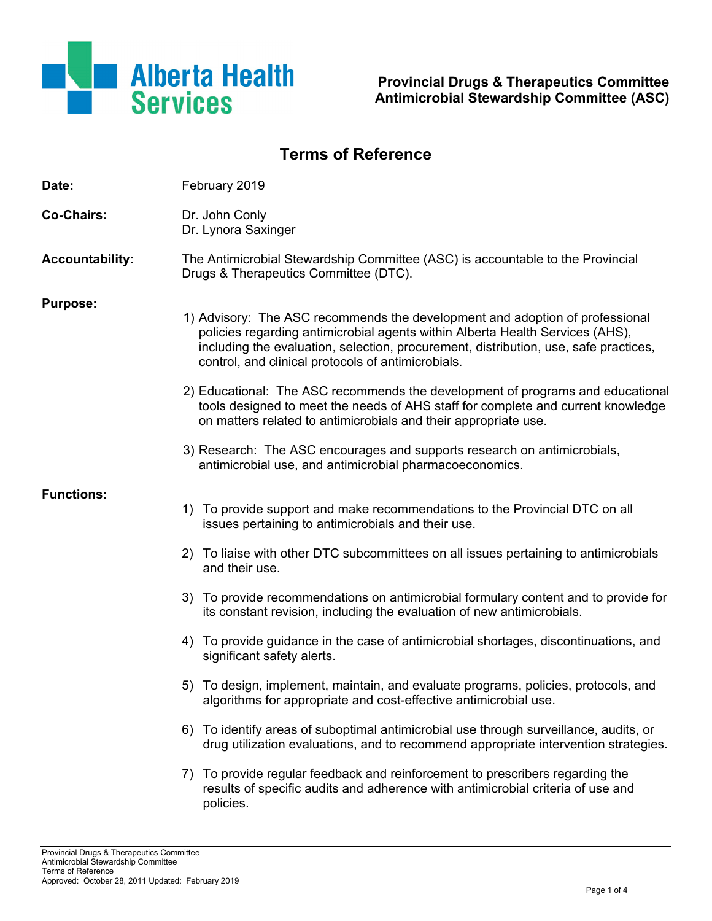**Provincial Drugs & Therapeutics Committee**
**Antimicrobial Stewardship Committee (ASC)**

# Terms of Reference

**Date:** February 2019

**Co-Chairs:** Dr. John Conly
Dr. Lynora Saxinger

**Accountability:** The Antimicrobial Stewardship Committee (ASC) is accountable to the Provincial Drugs & Therapeutics Committee (DTC).

**Purpose:**

1) Advisory: The ASC recommends the development and adoption of professional policies regarding antimicrobial agents within Alberta Health Services (AHS), including the evaluation, selection, procurement, distribution, use, safe practices, control, and clinical protocols of antimicrobials.

2) Educational: The ASC recommends the development of programs and educational tools designed to meet the needs of AHS staff for complete and current knowledge on matters related to antimicrobials and their appropriate use.

3) Research: The ASC encourages and supports research on antimicrobials, antimicrobial use, and antimicrobial pharmacoeconomics.

**Functions:**

1) To provide support and make recommendations to the Provincial DTC on all issues pertaining to antimicrobials and their use.

2) To liaise with other DTC subcommittees on all issues pertaining to antimicrobials and their use.

3) To provide recommendations on antimicrobial formulary content and to provide for its constant revision, including the evaluation of new antimicrobials.

4) To provide guidance in the case of antimicrobial shortages, discontinuations, and significant safety alerts.

5) To design, implement, maintain, and evaluate programs, policies, protocols, and algorithms for appropriate and cost-effective antimicrobial use.

6) To identify areas of suboptimal antimicrobial use through surveillance, audits, or drug utilization evaluations, and to recommend appropriate intervention strategies.

7) To provide regular feedback and reinforcement to prescribers regarding the results of specific audits and adherence with antimicrobial criteria of use and policies.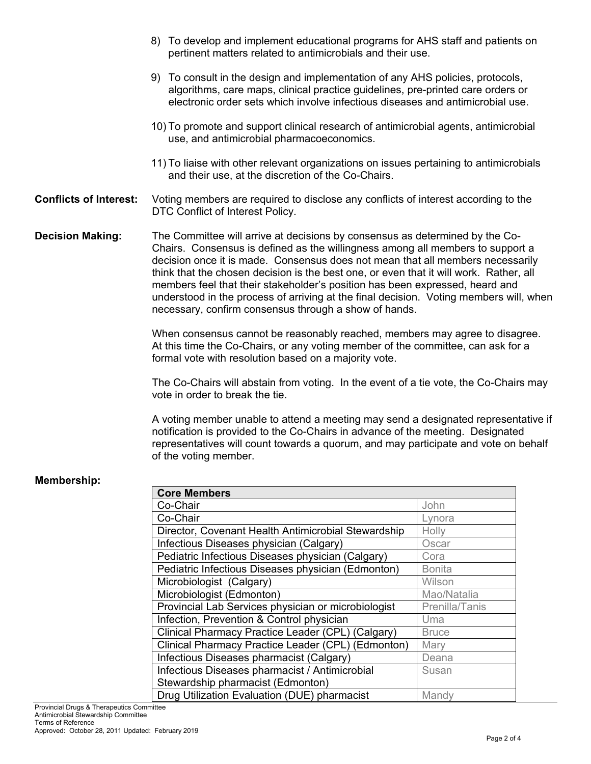8) To develop and implement educational programs for AHS staff and patients on pertinent matters related to antimicrobials and their use.

9) To consult in the design and implementation of any AHS policies, protocols, algorithms, care maps, clinical practice guidelines, pre-printed care orders or electronic order sets which involve infectious diseases and antimicrobial use.

10) To promote and support clinical research of antimicrobial agents, antimicrobial use, and antimicrobial pharmacoeconomics.

11) To liaise with other relevant organizations on issues pertaining to antimicrobials and their use, at the discretion of the Co-Chairs.

**Conflicts of Interest:** Voting members are required to disclose any conflicts of interest according to the DTC Conflict of Interest Policy.

**Decision Making:** The Committee will arrive at decisions by consensus as determined by the Co-Chairs. Consensus is defined as the willingness among all members to support a decision once it is made. Consensus does not mean that all members necessarily think that the chosen decision is the best one, or even that it will work. Rather, all members feel that their stakeholder's position has been expressed, heard and understood in the process of arriving at the final decision. Voting members will, when necessary, confirm consensus through a show of hands.

When consensus cannot be reasonably reached, members may agree to disagree. At this time the Co-Chairs, or any voting member of the committee, can ask for a formal vote with resolution based on a majority vote.

The Co-Chairs will abstain from voting. In the event of a tie vote, the Co-Chairs may vote in order to break the tie.

A voting member unable to attend a meeting may send a designated representative if notification is provided to the Co-Chairs in advance of the meeting. Designated representatives will count towards a quorum, and may participate and vote on behalf of the voting member.

**Membership:**

| Core Members | |
|---|---|
| Co-Chair | John |
| Co-Chair | Lynora |
| Director, Covenant Health Antimicrobial Stewardship | Holly |
| Infectious Diseases physician (Calgary) | Oscar |
| Pediatric Infectious Diseases physician (Calgary) | Cora |
| Pediatric Infectious Diseases physician (Edmonton) | Bonita |
| Microbiologist (Calgary) | Wilson |
| Microbiologist (Edmonton) | Mao/Natalia |
| Provincial Lab Services physician or microbiologist | Prenilla/Tanis |
| Infection, Prevention & Control physician | Uma |
| Clinical Pharmacy Practice Leader (CPL) (Calgary) | Bruce |
| Clinical Pharmacy Practice Leader (CPL) (Edmonton) | Mary |
| Infectious Diseases pharmacist (Calgary) | Deana |
| Infectious Diseases pharmacist / Antimicrobial Stewardship pharmacist (Edmonton) | Susan |
| Drug Utilization Evaluation (DUE) pharmacist | Mandy |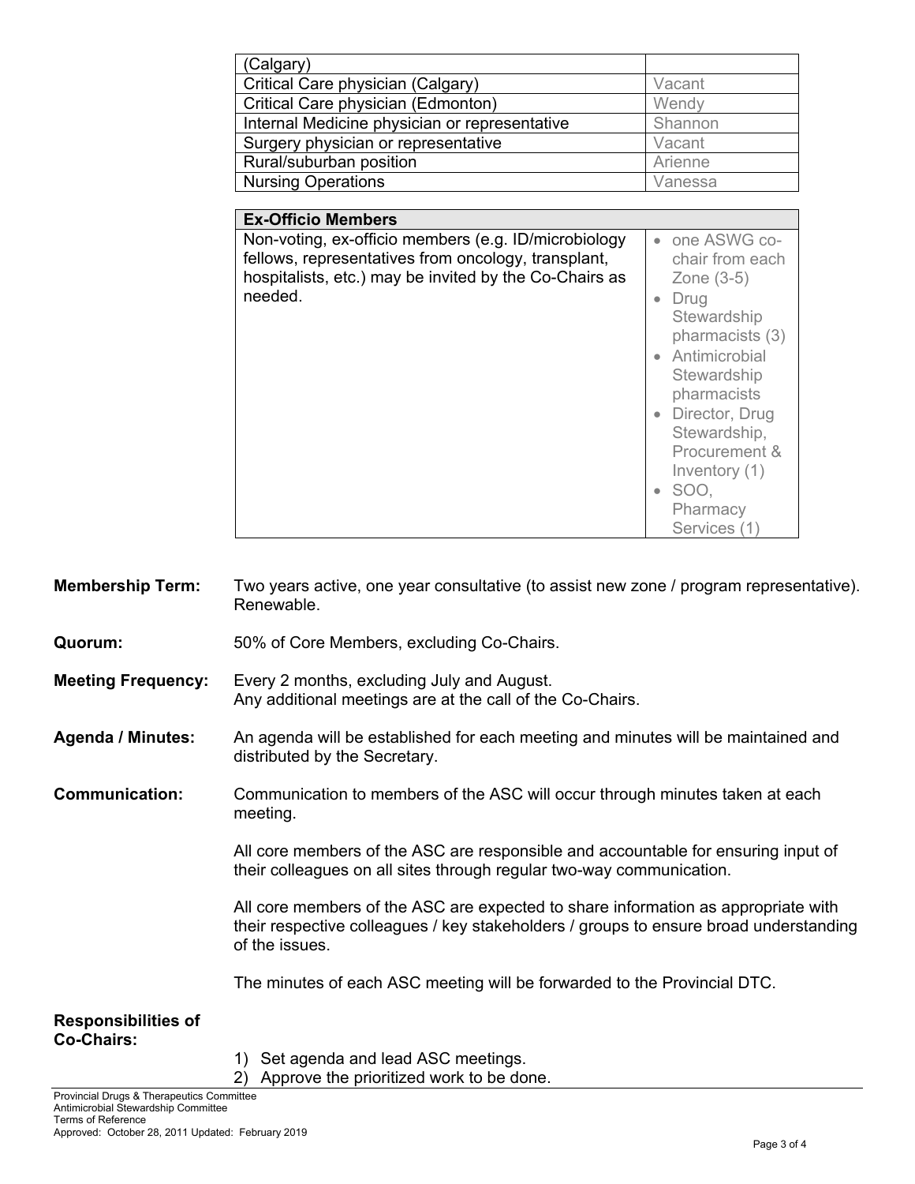| | |
|---|---|
| (Calgary) | |
| Critical Care physician (Calgary) | Vacant |
| Critical Care physician (Edmonton) | Wendy |
| Internal Medicine physician or representative | Shannon |
| Surgery physician or representative | Vacant |
| Rural/suburban position | Arienne |
| Nursing Operations | Vanessa |

| **Ex-Officio Members** | |
|---|---|
| Non-voting, ex-officio members (e.g. ID/microbiology fellows, representatives from oncology, transplant, hospitalists, etc.) may be invited by the Co-Chairs as needed. | • one ASWG co-chair from each Zone (3-5)<br>• Drug Stewardship pharmacists (3)<br>• Antimicrobial Stewardship pharmacists<br>• Director, Drug Stewardship, Procurement & Inventory (1)<br>• SOO, Pharmacy Services (1) |

**Membership Term:** Two years active, one year consultative (to assist new zone / program representative). Renewable.

**Quorum:** 50% of Core Members, excluding Co-Chairs.

**Meeting Frequency:** Every 2 months, excluding July and August.
Any additional meetings are at the call of the Co-Chairs.

**Agenda / Minutes:** An agenda will be established for each meeting and minutes will be maintained and distributed by the Secretary.

**Communication:** Communication to members of the ASC will occur through minutes taken at each meeting.

All core members of the ASC are responsible and accountable for ensuring input of their colleagues on all sites through regular two-way communication.

All core members of the ASC are expected to share information as appropriate with their respective colleagues / key stakeholders / groups to ensure broad understanding of the issues.

The minutes of each ASC meeting will be forwarded to the Provincial DTC.

**Responsibilities of Co-Chairs:**

1) Set agenda and lead ASC meetings.
2) Approve the prioritized work to be done.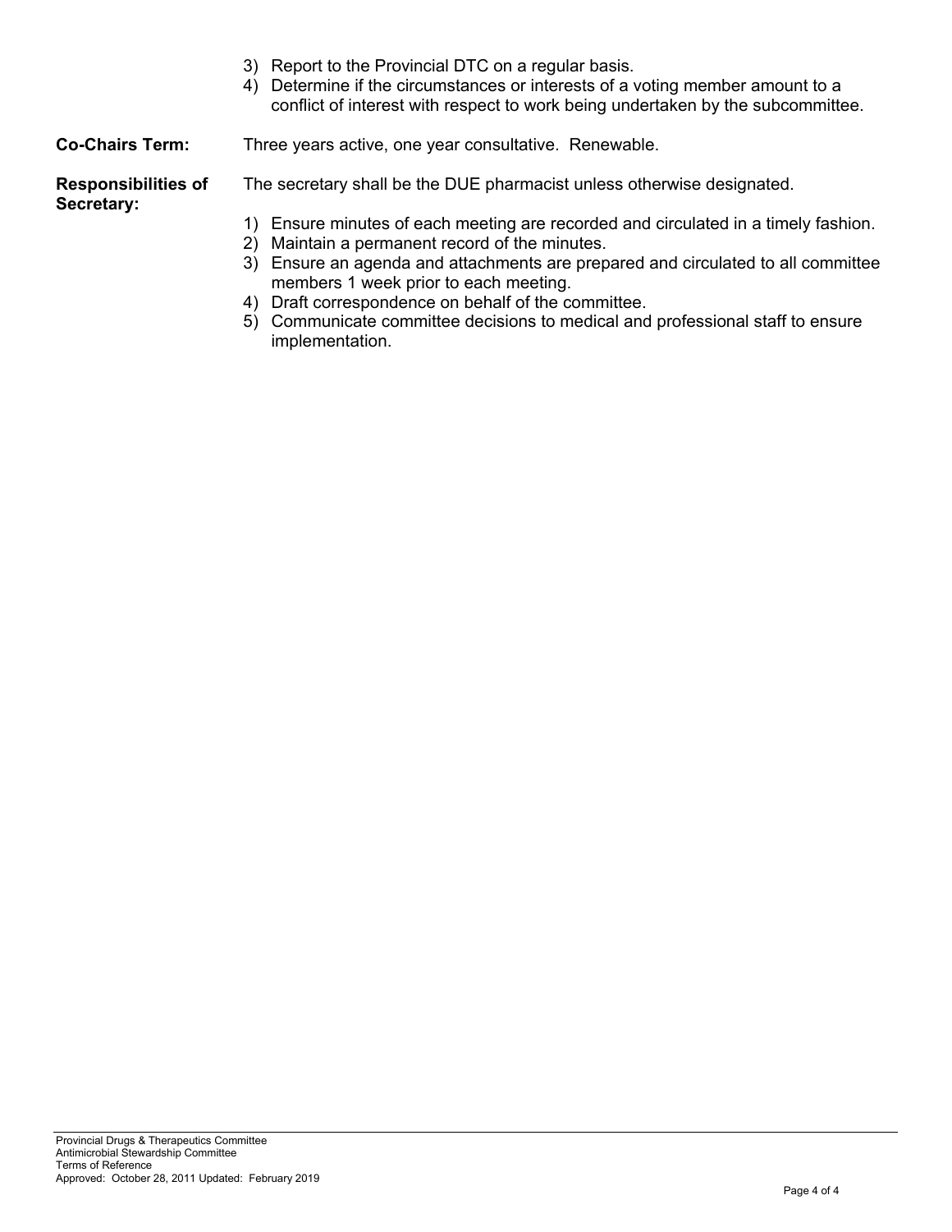3) Report to the Provincial DTC on a regular basis.
4) Determine if the circumstances or interests of a voting member amount to a conflict of interest with respect to work being undertaken by the subcommittee.

**Co-Chairs Term:** Three years active, one year consultative. Renewable.

**Responsibilities of Secretary:** The secretary shall be the DUE pharmacist unless otherwise designated.

1) Ensure minutes of each meeting are recorded and circulated in a timely fashion.
2) Maintain a permanent record of the minutes.
3) Ensure an agenda and attachments are prepared and circulated to all committee members 1 week prior to each meeting.
4) Draft correspondence on behalf of the committee.
5) Communicate committee decisions to medical and professional staff to ensure implementation.